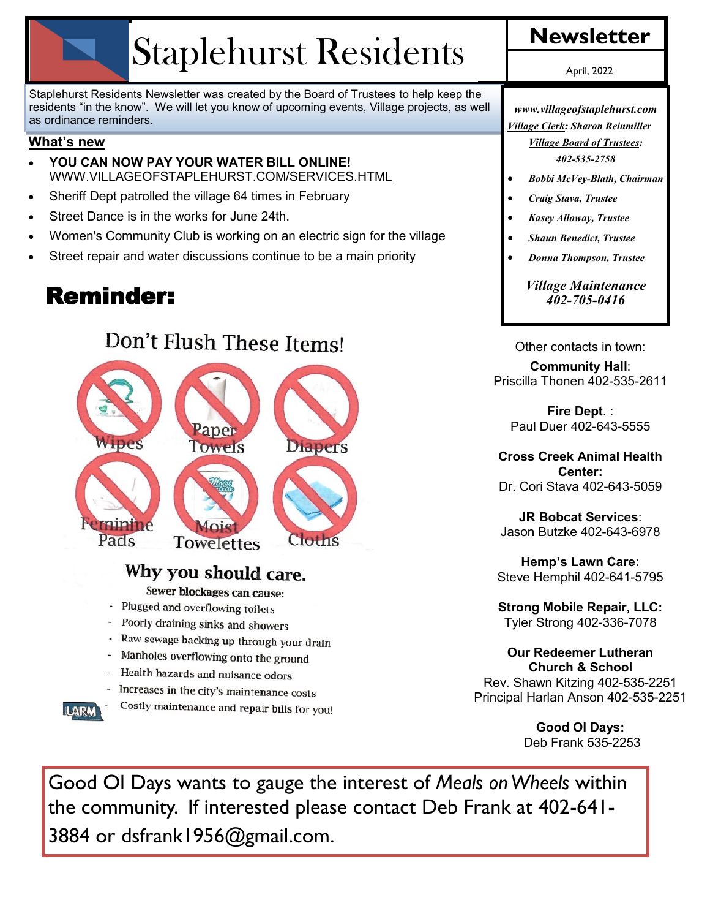# Staplehurst Residents

## Newsletter

April, 2022

Staplehurst Residents Newsletter was created by the Board of Trustees to help keep the residents "in the know". We will let you know of upcoming events, Village projects, as well as ordinance reminders.

**What's new**

- **YOU CAN NOW PAY YOUR WATER BILL ONLINE!** WWW.VILLAGEOFSTAPLEHURST.COM/SERVICES.HTML
- Sheriff Dept patrolled the village 64 times in February
- Street Dance is in the works for June 24th.
- Women's Community Club is working on an electric sign for the village
- Street repair and water discussions continue to be a main priority

## Reminder:

### Don't Flush These Items!

Wipes, Paper Towels, Diapers, Feminine Pads, Moist Towelettes, Cloths

### Why you should care.

Sewer blockages can cause:

- Plugged and overflowing toilets
- Poorly draining sinks and showers
- Raw sewage backing up through your drain
- Manholes overflowing onto the ground
- Health hazards and nuisance odors
- Increases in the city's maintenance costs
- Costly maintenance and repair bills for you!

LARM

*www.villageofstaplehurst.com*

*Village Clerk: Sharon Reinmiller*

*Village Board of Trustees:*

*402-535-2758*

- *Bobbi McVey-Blath, Chairman*
- *Craig Stava, Trustee*
- *Kasey Alloway, Trustee*
- *Shaun Benedict, Trustee*
- *Donna Thompson, Trustee*

*Village Maintenance*
*402-705-0416*

Other contacts in town:

**Community Hall**:
Priscilla Thonen 402-535-2611

**Fire Dept**. :
Paul Duer 402-643-5555

**Cross Creek Animal Health Center:**
Dr. Cori Stava 402-643-5059

**JR Bobcat Services**:
Jason Butzke 402-643-6978

**Hemp's Lawn Care:**
Steve Hemphil 402-641-5795

**Strong Mobile Repair, LLC:**
Tyler Strong 402-336-7078

**Our Redeemer Lutheran Church & School**
Rev. Shawn Kitzing 402-535-2251
Principal Harlan Anson 402-535-2251

**Good Ol Days:**
Deb Frank 535-2253

Good Ol Days wants to gauge the interest of *Meals on Wheels* within the community. If interested please contact Deb Frank at 402-641-3884 or dsfrank1956@gmail.com.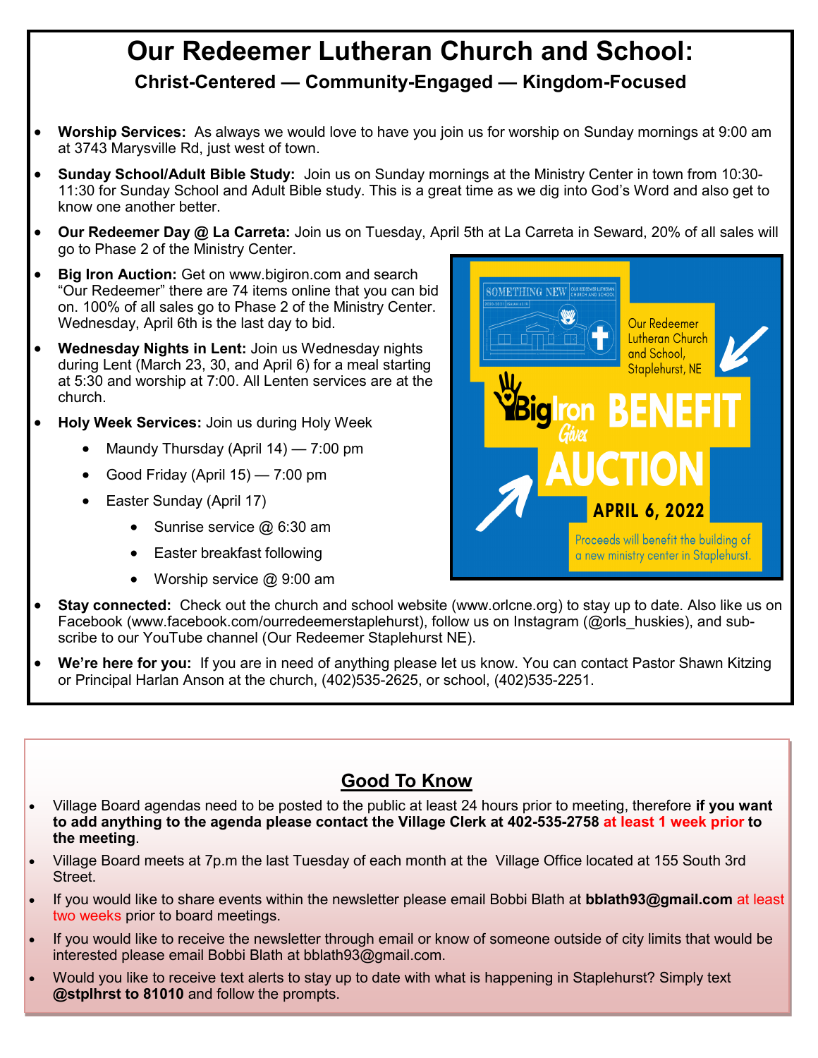# Our Redeemer Lutheran Church and School:

## Christ-Centered — Community-Engaged — Kingdom-Focused

- **Worship Services:** As always we would love to have you join us for worship on Sunday mornings at 9:00 am at 3743 Marysville Rd, just west of town.
- **Sunday School/Adult Bible Study:** Join us on Sunday mornings at the Ministry Center in town from 10:30-11:30 for Sunday School and Adult Bible study. This is a great time as we dig into God's Word and also get to know one another better.
- **Our Redeemer Day @ La Carreta:** Join us on Tuesday, April 5th at La Carreta in Seward, 20% of all sales will go to Phase 2 of the Ministry Center.
- **Big Iron Auction:** Get on www.bigiron.com and search "Our Redeemer" there are 74 items online that you can bid on. 100% of all sales go to Phase 2 of the Ministry Center. Wednesday, April 6th is the last day to bid.
- **Wednesday Nights in Lent:** Join us Wednesday nights during Lent (March 23, 30, and April 6) for a meal starting at 5:30 and worship at 7:00. All Lenten services are at the church.
- **Holy Week Services:** Join us during Holy Week
  - Maundy Thursday (April 14) — 7:00 pm
  - Good Friday (April 15) — 7:00 pm
  - Easter Sunday (April 17)
    - Sunrise service @ 6:30 am
    - Easter breakfast following
    - Worship service @ 9:00 am

SOMETHING NEW
OUR REDEEMER LUTHERAN CHURCH AND SCHOOL
2020-2021 | ISAIAH 43:19

Our Redeemer Lutheran Church and School, Staplehurst, NE

Big Iron Gives BENEFIT AUCTION

APRIL 6, 2022

Proceeds will benefit the building of a new ministry center in Staplehurst.

- **Stay connected:** Check out the church and school website (www.orlcne.org) to stay up to date. Also like us on Facebook (www.facebook.com/ourredeemerstaplehurst), follow us on Instagram (@orls_huskies), and subscribe to our YouTube channel (Our Redeemer Staplehurst NE).
- **We're here for you:** If you are in need of anything please let us know. You can contact Pastor Shawn Kitzing or Principal Harlan Anson at the church, (402)535-2625, or school, (402)535-2251.

## Good To Know

- Village Board agendas need to be posted to the public at least 24 hours prior to meeting, therefore **if you want to add anything to the agenda please contact the Village Clerk at 402-535-2758 at least 1 week prior to the meeting**.
- Village Board meets at 7p.m the last Tuesday of each month at the Village Office located at 155 South 3rd Street.
- If you would like to share events within the newsletter please email Bobbi Blath at **bblath93@gmail.com** at least two weeks prior to board meetings.
- If you would like to receive the newsletter through email or know of someone outside of city limits that would be interested please email Bobbi Blath at bblath93@gmail.com.
- Would you like to receive text alerts to stay up to date with what is happening in Staplehurst? Simply text **@stplhrst to 81010** and follow the prompts.